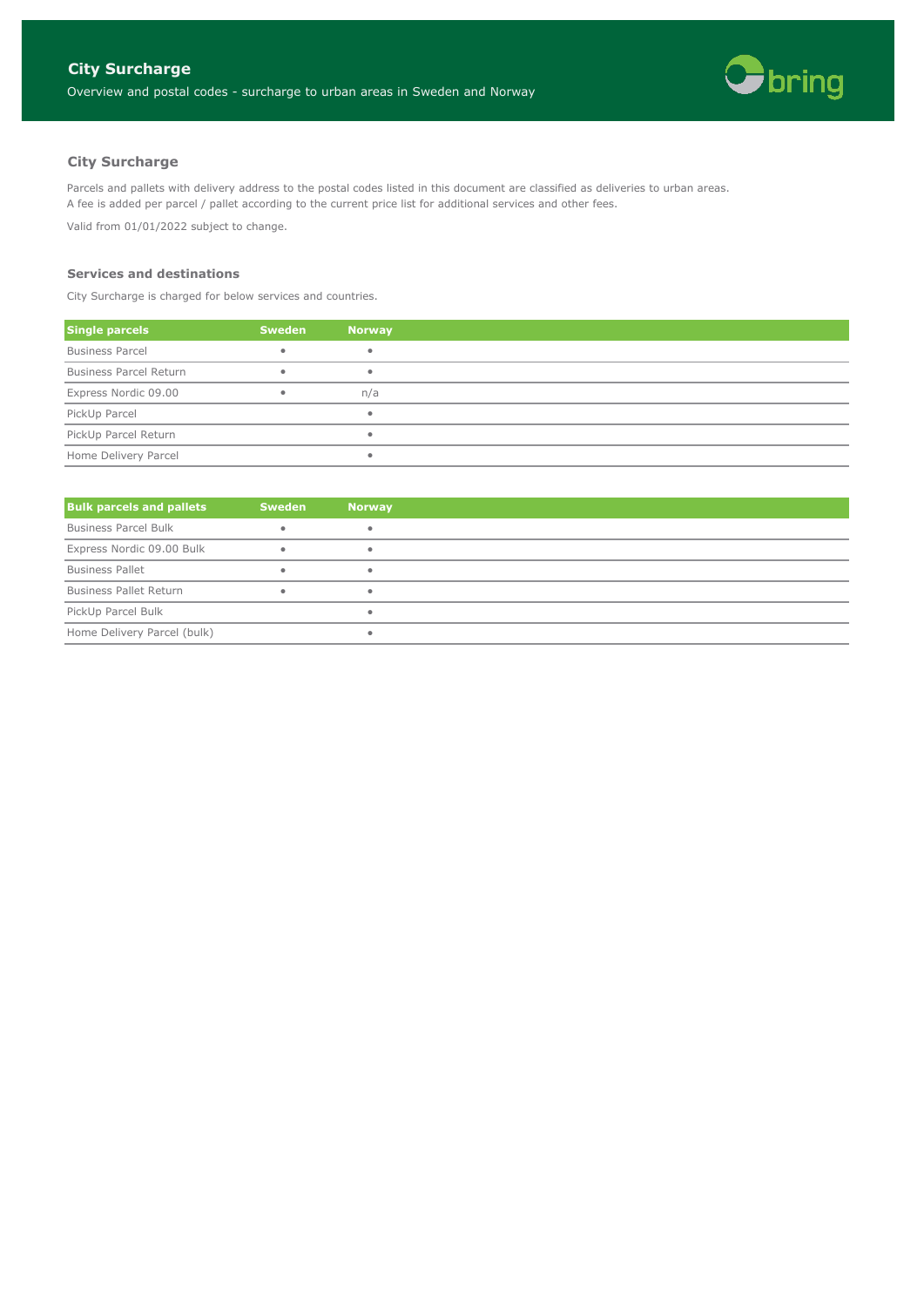# City Surcharge

Overview and postal codes - surcharge to urban areas in Sweden and Norway

## City Surcharge

Parcels and pallets with delivery address to the postal codes listed in this document are classified as deliveries to urban areas.
A fee is added per parcel / pallet according to the current price list for additional services and other fees.

Valid from 01/01/2022 subject to change.

### Services and destinations

City Surcharge is charged for below services and countries.

| Single parcels | Sweden | Norway |
|---|---|---|
| Business Parcel | • | • |
| Business Parcel Return | • | • |
| Express Nordic 09.00 | • | n/a |
| PickUp Parcel | | • |
| PickUp Parcel Return | | • |
| Home Delivery Parcel | | • |

| Bulk parcels and pallets | Sweden | Norway |
|---|---|---|
| Business Parcel Bulk | • | • |
| Express Nordic 09.00 Bulk | • | • |
| Business Pallet | • | • |
| Business Pallet Return | • | • |
| PickUp Parcel Bulk | | • |
| Home Delivery Parcel (bulk) | | • |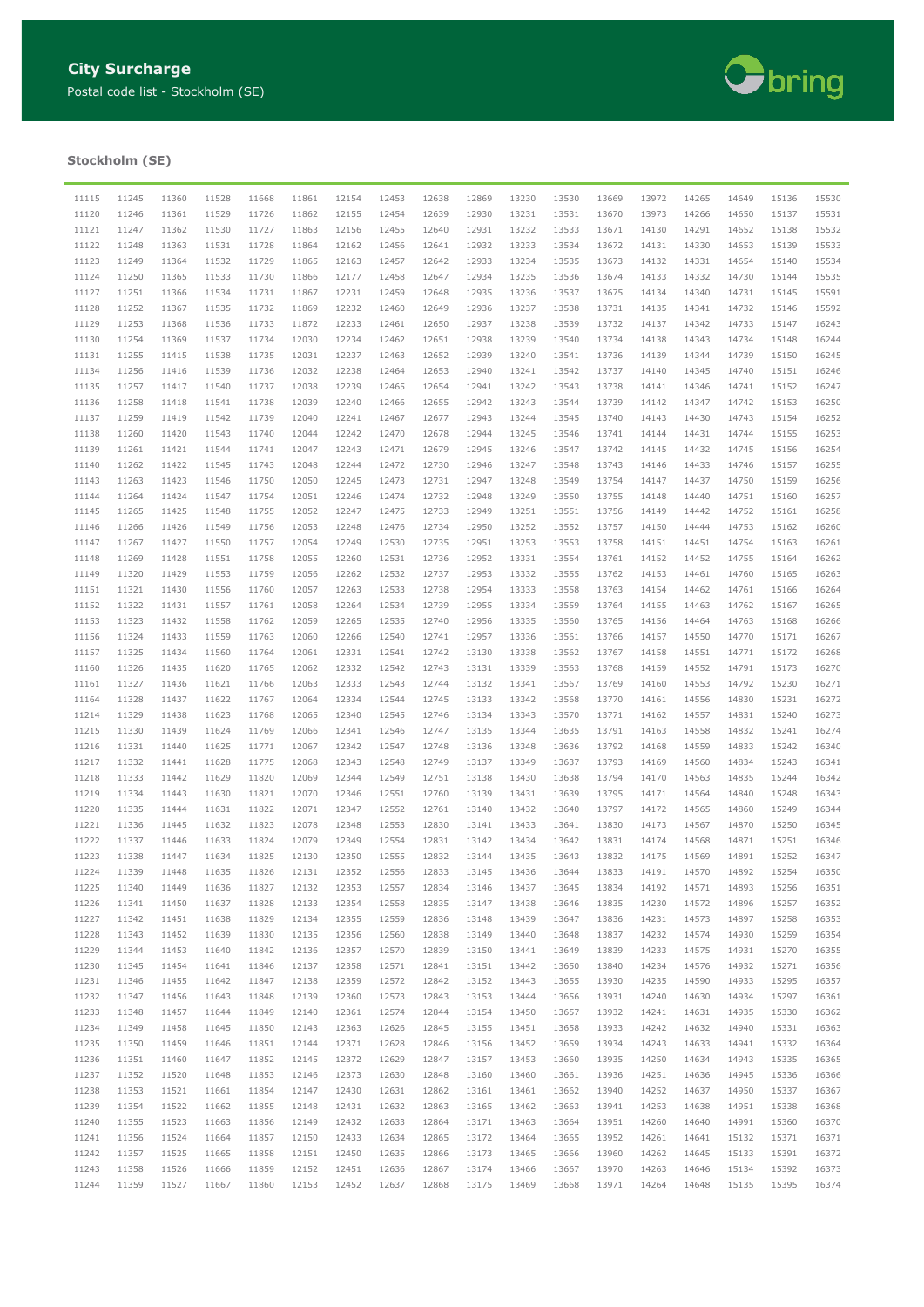# City Surcharge

Postal code list - Stockholm (SE)

## Stockholm (SE)

| | | | | | | | | | | | | | | | | | |
|---|---|---|---|---|---|---|---|---|---|---|---|---|---|---|---|---|---|
| 11115 | 11245 | 11360 | 11528 | 11668 | 11861 | 12154 | 12453 | 12638 | 12869 | 13230 | 13530 | 13669 | 13972 | 14265 | 14649 | 15136 | 15530 |
| 11120 | 11246 | 11361 | 11529 | 11726 | 11862 | 12155 | 12454 | 12639 | 12930 | 13231 | 13531 | 13670 | 13973 | 14266 | 14650 | 15137 | 15531 |
| 11121 | 11247 | 11362 | 11530 | 11727 | 11863 | 12156 | 12455 | 12640 | 12931 | 13232 | 13533 | 13671 | 14130 | 14291 | 14652 | 15138 | 15532 |
| 11122 | 11248 | 11363 | 11531 | 11728 | 11864 | 12162 | 12456 | 12641 | 12932 | 13233 | 13534 | 13672 | 14131 | 14330 | 14653 | 15139 | 15533 |
| 11123 | 11249 | 11364 | 11532 | 11729 | 11865 | 12163 | 12457 | 12642 | 12933 | 13234 | 13535 | 13673 | 14132 | 14331 | 14654 | 15140 | 15534 |
| 11124 | 11250 | 11365 | 11533 | 11730 | 11866 | 12177 | 12458 | 12647 | 12934 | 13235 | 13536 | 13674 | 14133 | 14332 | 14730 | 15144 | 15535 |
| 11127 | 11251 | 11366 | 11534 | 11731 | 11867 | 12231 | 12459 | 12648 | 12935 | 13236 | 13537 | 13675 | 14134 | 14340 | 14731 | 15145 | 15591 |
| 11128 | 11252 | 11367 | 11535 | 11732 | 11869 | 12232 | 12460 | 12649 | 12936 | 13237 | 13538 | 13731 | 14135 | 14341 | 14732 | 15146 | 15592 |
| 11129 | 11253 | 11368 | 11536 | 11733 | 11872 | 12233 | 12461 | 12650 | 12937 | 13238 | 13539 | 13732 | 14137 | 14342 | 14733 | 15147 | 16243 |
| 11130 | 11254 | 11369 | 11537 | 11734 | 12030 | 12234 | 12462 | 12651 | 12938 | 13239 | 13540 | 13734 | 14138 | 14343 | 14734 | 15148 | 16244 |
| 11131 | 11255 | 11415 | 11538 | 11735 | 12031 | 12237 | 12463 | 12652 | 12939 | 13240 | 13541 | 13736 | 14139 | 14344 | 14739 | 15150 | 16245 |
| 11134 | 11256 | 11416 | 11539 | 11736 | 12032 | 12238 | 12464 | 12653 | 12940 | 13241 | 13542 | 13737 | 14140 | 14345 | 14740 | 15151 | 16246 |
| 11135 | 11257 | 11417 | 11540 | 11737 | 12038 | 12239 | 12465 | 12654 | 12941 | 13242 | 13543 | 13738 | 14141 | 14346 | 14741 | 15152 | 16247 |
| 11136 | 11258 | 11418 | 11541 | 11738 | 12039 | 12240 | 12466 | 12655 | 12942 | 13243 | 13544 | 13739 | 14142 | 14347 | 14742 | 15153 | 16250 |
| 11137 | 11259 | 11419 | 11542 | 11739 | 12040 | 12241 | 12467 | 12677 | 12943 | 13244 | 13545 | 13740 | 14143 | 14430 | 14743 | 15154 | 16252 |
| 11138 | 11260 | 11420 | 11543 | 11740 | 12044 | 12242 | 12470 | 12678 | 12944 | 13245 | 13546 | 13741 | 14144 | 14431 | 14744 | 15155 | 16253 |
| 11139 | 11261 | 11421 | 11544 | 11741 | 12047 | 12243 | 12471 | 12679 | 12945 | 13246 | 13547 | 13742 | 14145 | 14432 | 14745 | 15156 | 16254 |
| 11140 | 11262 | 11422 | 11545 | 11743 | 12048 | 12244 | 12472 | 12730 | 12946 | 13247 | 13548 | 13743 | 14146 | 14433 | 14746 | 15157 | 16255 |
| 11143 | 11263 | 11423 | 11546 | 11750 | 12050 | 12245 | 12473 | 12731 | 12947 | 13248 | 13549 | 13754 | 14147 | 14437 | 14750 | 15159 | 16256 |
| 11144 | 11264 | 11424 | 11547 | 11754 | 12051 | 12246 | 12474 | 12732 | 12948 | 13249 | 13550 | 13755 | 14148 | 14440 | 14751 | 15160 | 16257 |
| 11145 | 11265 | 11425 | 11548 | 11755 | 12052 | 12247 | 12475 | 12733 | 12949 | 13251 | 13551 | 13756 | 14149 | 14442 | 14752 | 15161 | 16258 |
| 11146 | 11266 | 11426 | 11549 | 11756 | 12053 | 12248 | 12476 | 12734 | 12950 | 13252 | 13552 | 13757 | 14150 | 14444 | 14753 | 15162 | 16260 |
| 11147 | 11267 | 11427 | 11550 | 11757 | 12054 | 12249 | 12530 | 12735 | 12951 | 13253 | 13553 | 13758 | 14151 | 14451 | 14754 | 15163 | 16261 |
| 11148 | 11269 | 11428 | 11551 | 11758 | 12055 | 12260 | 12531 | 12736 | 12952 | 13331 | 13554 | 13761 | 14152 | 14452 | 14755 | 15164 | 16262 |
| 11149 | 11320 | 11429 | 11553 | 11759 | 12056 | 12262 | 12532 | 12737 | 12953 | 13332 | 13555 | 13762 | 14153 | 14461 | 14760 | 15165 | 16263 |
| 11151 | 11321 | 11430 | 11556 | 11760 | 12057 | 12263 | 12533 | 12738 | 12954 | 13333 | 13558 | 13763 | 14154 | 14462 | 14761 | 15166 | 16264 |
| 11152 | 11322 | 11431 | 11557 | 11761 | 12058 | 12264 | 12534 | 12739 | 12955 | 13334 | 13559 | 13764 | 14155 | 14463 | 14762 | 15167 | 16265 |
| 11153 | 11323 | 11432 | 11558 | 11762 | 12059 | 12265 | 12535 | 12740 | 12956 | 13335 | 13560 | 13765 | 14156 | 14464 | 14763 | 15168 | 16266 |
| 11156 | 11324 | 11433 | 11559 | 11763 | 12060 | 12266 | 12540 | 12741 | 12957 | 13336 | 13561 | 13766 | 14157 | 14550 | 14770 | 15171 | 16267 |
| 11157 | 11325 | 11434 | 11560 | 11764 | 12061 | 12331 | 12541 | 12742 | 13130 | 13338 | 13562 | 13767 | 14158 | 14551 | 14771 | 15172 | 16268 |
| 11160 | 11326 | 11435 | 11620 | 11765 | 12062 | 12332 | 12542 | 12743 | 13131 | 13339 | 13563 | 13768 | 14159 | 14552 | 14791 | 15173 | 16270 |
| 11161 | 11327 | 11436 | 11621 | 11766 | 12063 | 12333 | 12543 | 12744 | 13132 | 13341 | 13567 | 13769 | 14160 | 14553 | 14792 | 15230 | 16271 |
| 11164 | 11328 | 11437 | 11622 | 11767 | 12064 | 12334 | 12544 | 12745 | 13133 | 13342 | 13568 | 13770 | 14161 | 14556 | 14830 | 15231 | 16272 |
| 11214 | 11329 | 11438 | 11623 | 11768 | 12065 | 12340 | 12545 | 12746 | 13134 | 13343 | 13570 | 13771 | 14162 | 14557 | 14831 | 15240 | 16273 |
| 11215 | 11330 | 11439 | 11624 | 11769 | 12066 | 12341 | 12546 | 12747 | 13135 | 13344 | 13635 | 13791 | 14163 | 14558 | 14832 | 15241 | 16274 |
| 11216 | 11331 | 11440 | 11625 | 11771 | 12067 | 12342 | 12547 | 12748 | 13136 | 13348 | 13636 | 13792 | 14168 | 14559 | 14833 | 15242 | 16340 |
| 11217 | 11332 | 11441 | 11628 | 11775 | 12068 | 12343 | 12548 | 12749 | 13137 | 13349 | 13637 | 13793 | 14169 | 14560 | 14834 | 15243 | 16341 |
| 11218 | 11333 | 11442 | 11629 | 11820 | 12069 | 12344 | 12549 | 12751 | 13138 | 13430 | 13638 | 13794 | 14170 | 14563 | 14835 | 15244 | 16342 |
| 11219 | 11334 | 11443 | 11630 | 11821 | 12070 | 12346 | 12551 | 12760 | 13139 | 13431 | 13639 | 13795 | 14171 | 14564 | 14840 | 15248 | 16343 |
| 11220 | 11335 | 11444 | 11631 | 11822 | 12071 | 12347 | 12552 | 12761 | 13140 | 13432 | 13640 | 13797 | 14172 | 14565 | 14860 | 15249 | 16344 |
| 11221 | 11336 | 11445 | 11632 | 11823 | 12078 | 12348 | 12553 | 12830 | 13141 | 13433 | 13641 | 13830 | 14173 | 14567 | 14870 | 15250 | 16345 |
| 11222 | 11337 | 11446 | 11633 | 11824 | 12079 | 12349 | 12554 | 12831 | 13142 | 13434 | 13642 | 13831 | 14174 | 14568 | 14871 | 15251 | 16346 |
| 11223 | 11338 | 11447 | 11634 | 11825 | 12130 | 12350 | 12555 | 12832 | 13144 | 13435 | 13643 | 13832 | 14175 | 14569 | 14891 | 15252 | 16347 |
| 11224 | 11339 | 11448 | 11635 | 11826 | 12131 | 12352 | 12556 | 12833 | 13145 | 13436 | 13644 | 13833 | 14191 | 14570 | 14892 | 15254 | 16350 |
| 11225 | 11340 | 11449 | 11636 | 11827 | 12132 | 12353 | 12557 | 12834 | 13146 | 13437 | 13645 | 13834 | 14192 | 14571 | 14893 | 15256 | 16351 |
| 11226 | 11341 | 11450 | 11637 | 11828 | 12133 | 12354 | 12558 | 12835 | 13147 | 13438 | 13646 | 13835 | 14230 | 14572 | 14896 | 15257 | 16352 |
| 11227 | 11342 | 11451 | 11638 | 11829 | 12134 | 12355 | 12559 | 12836 | 13148 | 13439 | 13647 | 13836 | 14231 | 14573 | 14897 | 15258 | 16353 |
| 11228 | 11343 | 11452 | 11639 | 11830 | 12135 | 12356 | 12560 | 12838 | 13149 | 13440 | 13648 | 13837 | 14232 | 14574 | 14930 | 15259 | 16354 |
| 11229 | 11344 | 11453 | 11640 | 11842 | 12136 | 12357 | 12570 | 12839 | 13150 | 13441 | 13649 | 13839 | 14233 | 14575 | 14931 | 15270 | 16355 |
| 11230 | 11345 | 11454 | 11641 | 11846 | 12137 | 12358 | 12571 | 12841 | 13151 | 13442 | 13650 | 13840 | 14234 | 14576 | 14932 | 15271 | 16356 |
| 11231 | 11346 | 11455 | 11642 | 11847 | 12138 | 12359 | 12572 | 12842 | 13152 | 13443 | 13655 | 13930 | 14235 | 14590 | 14933 | 15295 | 16357 |
| 11232 | 11347 | 11456 | 11643 | 11848 | 12139 | 12360 | 12573 | 12843 | 13153 | 13444 | 13656 | 13931 | 14240 | 14630 | 14934 | 15297 | 16361 |
| 11233 | 11348 | 11457 | 11644 | 11849 | 12140 | 12361 | 12574 | 12844 | 13154 | 13450 | 13657 | 13932 | 14241 | 14631 | 14935 | 15330 | 16362 |
| 11234 | 11349 | 11458 | 11645 | 11850 | 12143 | 12363 | 12626 | 12845 | 13155 | 13451 | 13658 | 13933 | 14242 | 14632 | 14940 | 15331 | 16363 |
| 11235 | 11350 | 11459 | 11646 | 11851 | 12144 | 12371 | 12628 | 12846 | 13156 | 13452 | 13659 | 13934 | 14243 | 14633 | 14941 | 15332 | 16364 |
| 11236 | 11351 | 11460 | 11647 | 11852 | 12145 | 12372 | 12629 | 12847 | 13157 | 13453 | 13660 | 13935 | 14250 | 14634 | 14943 | 15335 | 16365 |
| 11237 | 11352 | 11520 | 11648 | 11853 | 12146 | 12373 | 12630 | 12848 | 13160 | 13460 | 13661 | 13936 | 14251 | 14636 | 14945 | 15336 | 16366 |
| 11238 | 11353 | 11521 | 11661 | 11854 | 12147 | 12430 | 12631 | 12862 | 13161 | 13461 | 13662 | 13940 | 14252 | 14637 | 14950 | 15337 | 16367 |
| 11239 | 11354 | 11522 | 11662 | 11855 | 12148 | 12431 | 12632 | 12863 | 13165 | 13462 | 13663 | 13941 | 14253 | 14638 | 14951 | 15338 | 16368 |
| 11240 | 11355 | 11523 | 11663 | 11856 | 12149 | 12432 | 12633 | 12864 | 13171 | 13463 | 13664 | 13951 | 14260 | 14640 | 14991 | 15360 | 16370 |
| 11241 | 11356 | 11524 | 11664 | 11857 | 12150 | 12433 | 12634 | 12865 | 13172 | 13464 | 13665 | 13952 | 14261 | 14641 | 15132 | 15371 | 16371 |
| 11242 | 11357 | 11525 | 11665 | 11858 | 12151 | 12450 | 12635 | 12866 | 13173 | 13465 | 13666 | 13960 | 14262 | 14645 | 15133 | 15391 | 16372 |
| 11243 | 11358 | 11526 | 11666 | 11859 | 12152 | 12451 | 12636 | 12867 | 13174 | 13466 | 13667 | 13970 | 14263 | 14646 | 15134 | 15392 | 16373 |
| 11244 | 11359 | 11527 | 11667 | 11860 | 12153 | 12452 | 12637 | 12868 | 13175 | 13469 | 13668 | 13971 | 14264 | 14648 | 15135 | 15395 | 16374 |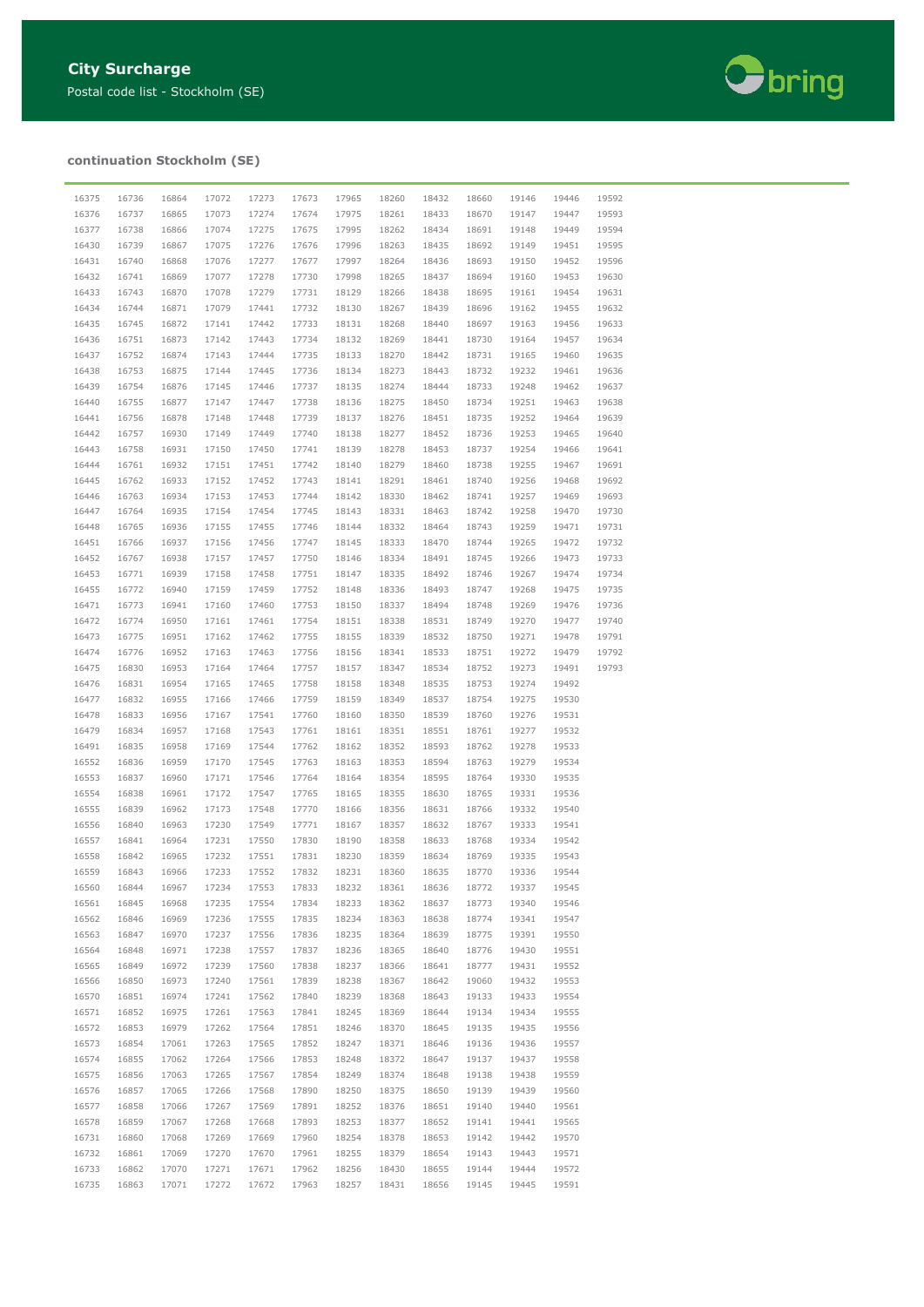## City Surcharge

Postal code list - Stockholm (SE)

### continuation Stockholm (SE)

| | | | | | | | | | | | | |
|---|---|---|---|---|---|---|---|---|---|---|---|---|
| 16375 | 16736 | 16864 | 17072 | 17273 | 17673 | 17965 | 18260 | 18432 | 18660 | 19146 | 19446 | 19592 |
| 16376 | 16737 | 16865 | 17073 | 17274 | 17674 | 17975 | 18261 | 18433 | 18670 | 19147 | 19447 | 19593 |
| 16377 | 16738 | 16866 | 17074 | 17275 | 17675 | 17995 | 18262 | 18434 | 18691 | 19148 | 19449 | 19594 |
| 16430 | 16739 | 16867 | 17075 | 17276 | 17676 | 17996 | 18263 | 18435 | 18692 | 19149 | 19451 | 19595 |
| 16431 | 16740 | 16868 | 17076 | 17277 | 17677 | 17997 | 18264 | 18436 | 18693 | 19150 | 19452 | 19596 |
| 16432 | 16741 | 16869 | 17077 | 17278 | 17730 | 17998 | 18265 | 18437 | 18694 | 19160 | 19453 | 19630 |
| 16433 | 16743 | 16870 | 17078 | 17279 | 17731 | 18129 | 18266 | 18438 | 18695 | 19161 | 19454 | 19631 |
| 16434 | 16744 | 16871 | 17079 | 17441 | 17732 | 18130 | 18267 | 18439 | 18696 | 19162 | 19455 | 19632 |
| 16435 | 16745 | 16872 | 17141 | 17442 | 17733 | 18131 | 18268 | 18440 | 18697 | 19163 | 19456 | 19633 |
| 16436 | 16751 | 16873 | 17142 | 17443 | 17734 | 18132 | 18269 | 18441 | 18730 | 19164 | 19457 | 19634 |
| 16437 | 16752 | 16874 | 17143 | 17444 | 17735 | 18133 | 18270 | 18442 | 18731 | 19165 | 19460 | 19635 |
| 16438 | 16753 | 16875 | 17144 | 17445 | 17736 | 18134 | 18273 | 18443 | 18732 | 19232 | 19461 | 19636 |
| 16439 | 16754 | 16876 | 17145 | 17446 | 17737 | 18135 | 18274 | 18444 | 18733 | 19248 | 19462 | 19637 |
| 16440 | 16755 | 16877 | 17147 | 17447 | 17738 | 18136 | 18275 | 18450 | 18734 | 19251 | 19463 | 19638 |
| 16441 | 16756 | 16878 | 17148 | 17448 | 17739 | 18137 | 18276 | 18451 | 18735 | 19252 | 19464 | 19639 |
| 16442 | 16757 | 16930 | 17149 | 17449 | 17740 | 18138 | 18277 | 18452 | 18736 | 19253 | 19465 | 19640 |
| 16443 | 16758 | 16931 | 17150 | 17450 | 17741 | 18139 | 18278 | 18453 | 18737 | 19254 | 19466 | 19641 |
| 16444 | 16761 | 16932 | 17151 | 17451 | 17742 | 18140 | 18279 | 18460 | 18738 | 19255 | 19467 | 19691 |
| 16445 | 16762 | 16933 | 17152 | 17452 | 17743 | 18141 | 18291 | 18461 | 18740 | 19256 | 19468 | 19692 |
| 16446 | 16763 | 16934 | 17153 | 17453 | 17744 | 18142 | 18330 | 18462 | 18741 | 19257 | 19469 | 19693 |
| 16447 | 16764 | 16935 | 17154 | 17454 | 17745 | 18143 | 18331 | 18463 | 18742 | 19258 | 19470 | 19730 |
| 16448 | 16765 | 16936 | 17155 | 17455 | 17746 | 18144 | 18332 | 18464 | 18743 | 19259 | 19471 | 19731 |
| 16451 | 16766 | 16937 | 17156 | 17456 | 17747 | 18145 | 18333 | 18470 | 18744 | 19265 | 19472 | 19732 |
| 16452 | 16767 | 16938 | 17157 | 17457 | 17750 | 18146 | 18334 | 18491 | 18745 | 19266 | 19473 | 19733 |
| 16453 | 16771 | 16939 | 17158 | 17458 | 17751 | 18147 | 18335 | 18492 | 18746 | 19267 | 19474 | 19734 |
| 16455 | 16772 | 16940 | 17159 | 17459 | 17752 | 18148 | 18336 | 18493 | 18747 | 19268 | 19475 | 19735 |
| 16471 | 16773 | 16941 | 17160 | 17460 | 17753 | 18150 | 18337 | 18494 | 18748 | 19269 | 19476 | 19736 |
| 16472 | 16774 | 16950 | 17161 | 17461 | 17754 | 18151 | 18338 | 18531 | 18749 | 19270 | 19477 | 19740 |
| 16473 | 16775 | 16951 | 17162 | 17462 | 17755 | 18155 | 18339 | 18532 | 18750 | 19271 | 19478 | 19791 |
| 16474 | 16776 | 16952 | 17163 | 17463 | 17756 | 18156 | 18341 | 18533 | 18751 | 19272 | 19479 | 19792 |
| 16475 | 16830 | 16953 | 17164 | 17464 | 17757 | 18157 | 18347 | 18534 | 18752 | 19273 | 19491 | 19793 |
| 16476 | 16831 | 16954 | 17165 | 17465 | 17758 | 18158 | 18348 | 18535 | 18753 | 19274 | 19492 | |
| 16477 | 16832 | 16955 | 17166 | 17466 | 17759 | 18159 | 18349 | 18537 | 18754 | 19275 | 19530 | |
| 16478 | 16833 | 16956 | 17167 | 17541 | 17760 | 18160 | 18350 | 18539 | 18760 | 19276 | 19531 | |
| 16479 | 16834 | 16957 | 17168 | 17543 | 17761 | 18161 | 18351 | 18551 | 18761 | 19277 | 19532 | |
| 16491 | 16835 | 16958 | 17169 | 17544 | 17762 | 18162 | 18352 | 18593 | 18762 | 19278 | 19533 | |
| 16552 | 16836 | 16959 | 17170 | 17545 | 17763 | 18163 | 18353 | 18594 | 18763 | 19279 | 19534 | |
| 16553 | 16837 | 16960 | 17171 | 17546 | 17764 | 18164 | 18354 | 18595 | 18764 | 19330 | 19535 | |
| 16554 | 16838 | 16961 | 17172 | 17547 | 17765 | 18165 | 18355 | 18630 | 18765 | 19331 | 19536 | |
| 16555 | 16839 | 16962 | 17173 | 17548 | 17770 | 18166 | 18356 | 18631 | 18766 | 19332 | 19540 | |
| 16556 | 16840 | 16963 | 17230 | 17549 | 17771 | 18167 | 18357 | 18632 | 18767 | 19333 | 19541 | |
| 16557 | 16841 | 16964 | 17231 | 17550 | 17830 | 18190 | 18358 | 18633 | 18768 | 19334 | 19542 | |
| 16558 | 16842 | 16965 | 17232 | 17551 | 17831 | 18230 | 18359 | 18634 | 18769 | 19335 | 19543 | |
| 16559 | 16843 | 16966 | 17233 | 17552 | 17832 | 18231 | 18360 | 18635 | 18770 | 19336 | 19544 | |
| 16560 | 16844 | 16967 | 17234 | 17553 | 17833 | 18232 | 18361 | 18636 | 18772 | 19337 | 19545 | |
| 16561 | 16845 | 16968 | 17235 | 17554 | 17834 | 18233 | 18362 | 18637 | 18773 | 19340 | 19546 | |
| 16562 | 16846 | 16969 | 17236 | 17555 | 17835 | 18234 | 18363 | 18638 | 18774 | 19341 | 19547 | |
| 16563 | 16847 | 16970 | 17237 | 17556 | 17836 | 18235 | 18364 | 18639 | 18775 | 19391 | 19550 | |
| 16564 | 16848 | 16971 | 17238 | 17557 | 17837 | 18236 | 18365 | 18640 | 18776 | 19430 | 19551 | |
| 16565 | 16849 | 16972 | 17239 | 17560 | 17838 | 18237 | 18366 | 18641 | 18777 | 19431 | 19552 | |
| 16566 | 16850 | 16973 | 17240 | 17561 | 17839 | 18238 | 18367 | 18642 | 19060 | 19432 | 19553 | |
| 16570 | 16851 | 16974 | 17241 | 17562 | 17840 | 18239 | 18368 | 18643 | 19133 | 19433 | 19554 | |
| 16571 | 16852 | 16975 | 17261 | 17563 | 17841 | 18245 | 18369 | 18644 | 19134 | 19434 | 19555 | |
| 16572 | 16853 | 16979 | 17262 | 17564 | 17851 | 18246 | 18370 | 18645 | 19135 | 19435 | 19556 | |
| 16573 | 16854 | 17061 | 17263 | 17565 | 17852 | 18247 | 18371 | 18646 | 19136 | 19436 | 19557 | |
| 16574 | 16855 | 17062 | 17264 | 17566 | 17853 | 18248 | 18372 | 18647 | 19137 | 19437 | 19558 | |
| 16575 | 16856 | 17063 | 17265 | 17567 | 17854 | 18249 | 18374 | 18648 | 19138 | 19438 | 19559 | |
| 16576 | 16857 | 17065 | 17266 | 17568 | 17890 | 18250 | 18375 | 18650 | 19139 | 19439 | 19560 | |
| 16577 | 16858 | 17066 | 17267 | 17569 | 17891 | 18252 | 18376 | 18651 | 19140 | 19440 | 19561 | |
| 16578 | 16859 | 17067 | 17268 | 17668 | 17893 | 18253 | 18377 | 18652 | 19141 | 19441 | 19565 | |
| 16731 | 16860 | 17068 | 17269 | 17669 | 17960 | 18254 | 18378 | 18653 | 19142 | 19442 | 19570 | |
| 16732 | 16861 | 17069 | 17270 | 17670 | 17961 | 18255 | 18379 | 18654 | 19143 | 19443 | 19571 | |
| 16733 | 16862 | 17070 | 17271 | 17671 | 17962 | 18256 | 18430 | 18655 | 19144 | 19444 | 19572 | |
| 16735 | 16863 | 17071 | 17272 | 17672 | 17963 | 18257 | 18431 | 18656 | 19145 | 19445 | 19591 | |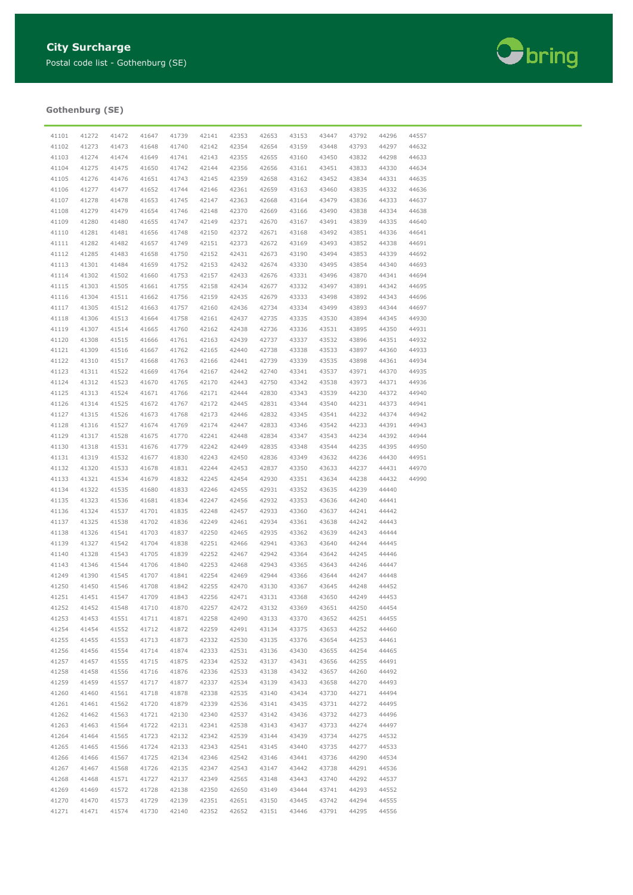# City Surcharge

Postal code list - Gothenburg (SE)

## Gothenburg (SE)

| | | | | | | | | | | | | |
|---|---|---|---|---|---|---|---|---|---|---|---|---|
| 41101 | 41272 | 41472 | 41647 | 41739 | 42141 | 42353 | 42653 | 43153 | 43447 | 43792 | 44296 | 44557 |
| 41102 | 41273 | 41473 | 41648 | 41740 | 42142 | 42354 | 42654 | 43159 | 43448 | 43793 | 44297 | 44632 |
| 41103 | 41274 | 41474 | 41649 | 41741 | 42143 | 42355 | 42655 | 43160 | 43450 | 43832 | 44298 | 44633 |
| 41104 | 41275 | 41475 | 41650 | 41742 | 42144 | 42356 | 42656 | 43161 | 43451 | 43833 | 44330 | 44634 |
| 41105 | 41276 | 41476 | 41651 | 41743 | 42145 | 42359 | 42658 | 43162 | 43452 | 43834 | 44331 | 44635 |
| 41106 | 41277 | 41477 | 41652 | 41744 | 42146 | 42361 | 42659 | 43163 | 43460 | 43835 | 44332 | 44636 |
| 41107 | 41278 | 41478 | 41653 | 41745 | 42147 | 42363 | 42668 | 43164 | 43479 | 43836 | 44333 | 44637 |
| 41108 | 41279 | 41479 | 41654 | 41746 | 42148 | 42370 | 42669 | 43166 | 43490 | 43838 | 44334 | 44638 |
| 41109 | 41280 | 41480 | 41655 | 41747 | 42149 | 42371 | 42670 | 43167 | 43491 | 43839 | 44335 | 44640 |
| 41110 | 41281 | 41481 | 41656 | 41748 | 42150 | 42372 | 42671 | 43168 | 43492 | 43851 | 44336 | 44641 |
| 41111 | 41282 | 41482 | 41657 | 41749 | 42151 | 42373 | 42672 | 43169 | 43493 | 43852 | 44338 | 44691 |
| 41112 | 41285 | 41483 | 41658 | 41750 | 42152 | 42431 | 42673 | 43190 | 43494 | 43853 | 44339 | 44692 |
| 41113 | 41301 | 41484 | 41659 | 41752 | 42153 | 42432 | 42674 | 43330 | 43495 | 43854 | 44340 | 44693 |
| 41114 | 41302 | 41502 | 41660 | 41753 | 42157 | 42433 | 42676 | 43331 | 43496 | 43870 | 44341 | 44694 |
| 41115 | 41303 | 41505 | 41661 | 41755 | 42158 | 42434 | 42677 | 43332 | 43497 | 43891 | 44342 | 44695 |
| 41116 | 41304 | 41511 | 41662 | 41756 | 42159 | 42435 | 42679 | 43333 | 43498 | 43892 | 44343 | 44696 |
| 41117 | 41305 | 41512 | 41663 | 41757 | 42160 | 42436 | 42734 | 43334 | 43499 | 43893 | 44344 | 44697 |
| 41118 | 41306 | 41513 | 41664 | 41758 | 42161 | 42437 | 42735 | 43335 | 43530 | 43894 | 44345 | 44930 |
| 41119 | 41307 | 41514 | 41665 | 41760 | 42162 | 42438 | 42736 | 43336 | 43531 | 43895 | 44350 | 44931 |
| 41120 | 41308 | 41515 | 41666 | 41761 | 42163 | 42439 | 42737 | 43337 | 43532 | 43896 | 44351 | 44932 |
| 41121 | 41309 | 41516 | 41667 | 41762 | 42165 | 42440 | 42738 | 43338 | 43533 | 43897 | 44360 | 44933 |
| 41122 | 41310 | 41517 | 41668 | 41763 | 42166 | 42441 | 42739 | 43339 | 43535 | 43898 | 44361 | 44934 |
| 41123 | 41311 | 41522 | 41669 | 41764 | 42167 | 42442 | 42740 | 43341 | 43537 | 43971 | 44370 | 44935 |
| 41124 | 41312 | 41523 | 41670 | 41765 | 42170 | 42443 | 42750 | 43342 | 43538 | 43973 | 44371 | 44936 |
| 41125 | 41313 | 41524 | 41671 | 41766 | 42171 | 42444 | 42830 | 43343 | 43539 | 44230 | 44372 | 44940 |
| 41126 | 41314 | 41525 | 41672 | 41767 | 42172 | 42445 | 42831 | 43344 | 43540 | 44231 | 44373 | 44941 |
| 41127 | 41315 | 41526 | 41673 | 41768 | 42173 | 42446 | 42832 | 43345 | 43541 | 44232 | 44374 | 44942 |
| 41128 | 41316 | 41527 | 41674 | 41769 | 42174 | 42447 | 42833 | 43346 | 43542 | 44233 | 44391 | 44943 |
| 41129 | 41317 | 41528 | 41675 | 41770 | 42241 | 42448 | 42834 | 43347 | 43543 | 44234 | 44392 | 44944 |
| 41130 | 41318 | 41531 | 41676 | 41779 | 42242 | 42449 | 42835 | 43348 | 43544 | 44235 | 44395 | 44950 |
| 41131 | 41319 | 41532 | 41677 | 41830 | 42243 | 42450 | 42836 | 43349 | 43632 | 44236 | 44430 | 44951 |
| 41132 | 41320 | 41533 | 41678 | 41831 | 42244 | 42453 | 42837 | 43350 | 43633 | 44237 | 44431 | 44970 |
| 41133 | 41321 | 41534 | 41679 | 41832 | 42245 | 42454 | 42930 | 43351 | 43634 | 44238 | 44432 | 44990 |
| 41134 | 41322 | 41535 | 41680 | 41833 | 42246 | 42455 | 42931 | 43352 | 43635 | 44239 | 44440 | |
| 41135 | 41323 | 41536 | 41681 | 41834 | 42247 | 42456 | 42932 | 43353 | 43636 | 44240 | 44441 | |
| 41136 | 41324 | 41537 | 41701 | 41835 | 42248 | 42457 | 42933 | 43360 | 43637 | 44241 | 44442 | |
| 41137 | 41325 | 41538 | 41702 | 41836 | 42249 | 42461 | 42934 | 43361 | 43638 | 44242 | 44443 | |
| 41138 | 41326 | 41541 | 41703 | 41837 | 42250 | 42465 | 42935 | 43362 | 43639 | 44243 | 44444 | |
| 41139 | 41327 | 41542 | 41704 | 41838 | 42251 | 42466 | 42941 | 43363 | 43640 | 44244 | 44445 | |
| 41140 | 41328 | 41543 | 41705 | 41839 | 42252 | 42467 | 42942 | 43364 | 43642 | 44245 | 44446 | |
| 41143 | 41346 | 41544 | 41706 | 41840 | 42253 | 42468 | 42943 | 43365 | 43643 | 44246 | 44447 | |
| 41249 | 41390 | 41545 | 41707 | 41841 | 42254 | 42469 | 42944 | 43366 | 43644 | 44247 | 44448 | |
| 41250 | 41450 | 41546 | 41708 | 41842 | 42255 | 42470 | 43130 | 43367 | 43645 | 44248 | 44452 | |
| 41251 | 41451 | 41547 | 41709 | 41843 | 42256 | 42471 | 43131 | 43368 | 43650 | 44249 | 44453 | |
| 41252 | 41452 | 41548 | 41710 | 41870 | 42257 | 42472 | 43132 | 43369 | 43651 | 44250 | 44454 | |
| 41253 | 41453 | 41551 | 41711 | 41871 | 42258 | 42490 | 43133 | 43370 | 43652 | 44251 | 44455 | |
| 41254 | 41454 | 41552 | 41712 | 41872 | 42259 | 42491 | 43134 | 43375 | 43653 | 44252 | 44460 | |
| 41255 | 41455 | 41553 | 41713 | 41873 | 42332 | 42530 | 43135 | 43376 | 43654 | 44253 | 44461 | |
| 41256 | 41456 | 41554 | 41714 | 41874 | 42333 | 42531 | 43136 | 43430 | 43655 | 44254 | 44465 | |
| 41257 | 41457 | 41555 | 41715 | 41875 | 42334 | 42532 | 43137 | 43431 | 43656 | 44255 | 44491 | |
| 41258 | 41458 | 41556 | 41716 | 41876 | 42336 | 42533 | 43138 | 43432 | 43657 | 44260 | 44492 | |
| 41259 | 41459 | 41557 | 41717 | 41877 | 42337 | 42534 | 43139 | 43433 | 43658 | 44270 | 44493 | |
| 41260 | 41460 | 41561 | 41718 | 41878 | 42338 | 42535 | 43140 | 43434 | 43730 | 44271 | 44494 | |
| 41261 | 41461 | 41562 | 41720 | 41879 | 42339 | 42536 | 43141 | 43435 | 43731 | 44272 | 44495 | |
| 41262 | 41462 | 41563 | 41721 | 42130 | 42340 | 42537 | 43142 | 43436 | 43732 | 44273 | 44496 | |
| 41263 | 41463 | 41564 | 41722 | 42131 | 42341 | 42538 | 43143 | 43437 | 43733 | 44274 | 44497 | |
| 41264 | 41464 | 41565 | 41723 | 42132 | 42342 | 42539 | 43144 | 43439 | 43734 | 44275 | 44532 | |
| 41265 | 41465 | 41566 | 41724 | 42133 | 42343 | 42541 | 43145 | 43440 | 43735 | 44277 | 44533 | |
| 41266 | 41466 | 41567 | 41725 | 42134 | 42346 | 42542 | 43146 | 43441 | 43736 | 44290 | 44534 | |
| 41267 | 41467 | 41568 | 41726 | 42135 | 42347 | 42543 | 43147 | 43442 | 43738 | 44291 | 44536 | |
| 41268 | 41468 | 41571 | 41727 | 42137 | 42349 | 42565 | 43148 | 43443 | 43740 | 44292 | 44537 | |
| 41269 | 41469 | 41572 | 41728 | 42138 | 42350 | 42650 | 43149 | 43444 | 43741 | 44293 | 44552 | |
| 41270 | 41470 | 41573 | 41729 | 42139 | 42351 | 42651 | 43150 | 43445 | 43742 | 44294 | 44555 | |
| 41271 | 41471 | 41574 | 41730 | 42140 | 42352 | 42652 | 43151 | 43446 | 43791 | 44295 | 44556 | |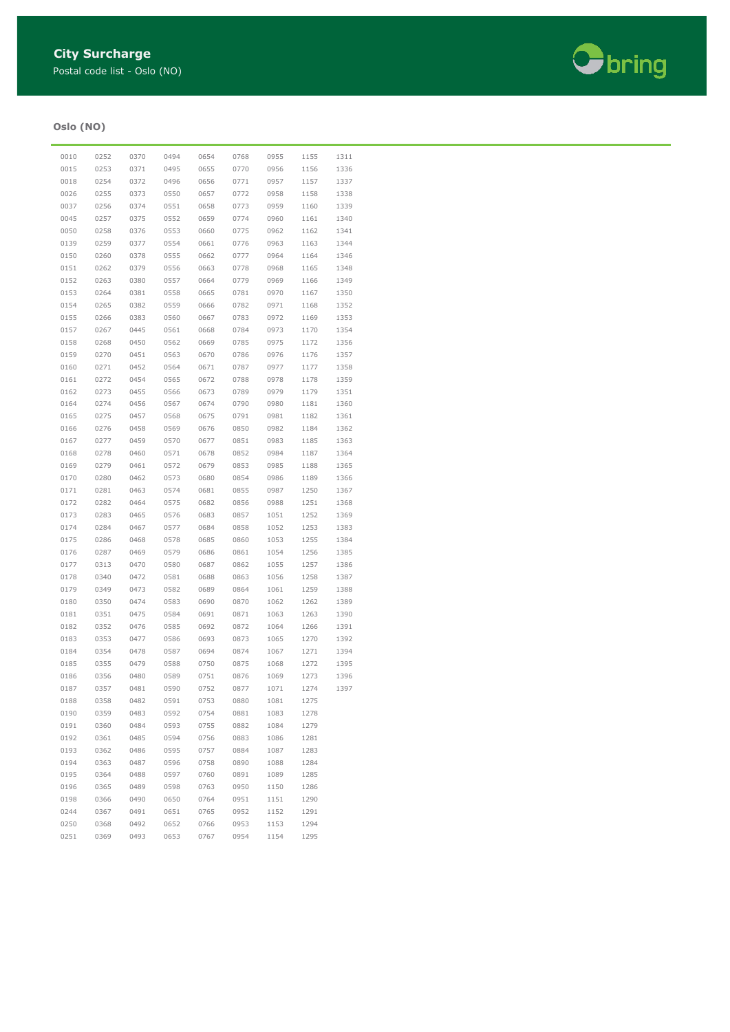# City Surcharge

Postal code list - Oslo (NO)

### Oslo (NO)

| | | | | | | | | |
|---|---|---|---|---|---|---|---|---|
| 0010 | 0252 | 0370 | 0494 | 0654 | 0768 | 0955 | 1155 | 1311 |
| 0015 | 0253 | 0371 | 0495 | 0655 | 0770 | 0956 | 1156 | 1336 |
| 0018 | 0254 | 0372 | 0496 | 0656 | 0771 | 0957 | 1157 | 1337 |
| 0026 | 0255 | 0373 | 0550 | 0657 | 0772 | 0958 | 1158 | 1338 |
| 0037 | 0256 | 0374 | 0551 | 0658 | 0773 | 0959 | 1160 | 1339 |
| 0045 | 0257 | 0375 | 0552 | 0659 | 0774 | 0960 | 1161 | 1340 |
| 0050 | 0258 | 0376 | 0553 | 0660 | 0775 | 0962 | 1162 | 1341 |
| 0139 | 0259 | 0377 | 0554 | 0661 | 0776 | 0963 | 1163 | 1344 |
| 0150 | 0260 | 0378 | 0555 | 0662 | 0777 | 0964 | 1164 | 1346 |
| 0151 | 0262 | 0379 | 0556 | 0663 | 0778 | 0968 | 1165 | 1348 |
| 0152 | 0263 | 0380 | 0557 | 0664 | 0779 | 0969 | 1166 | 1349 |
| 0153 | 0264 | 0381 | 0558 | 0665 | 0781 | 0970 | 1167 | 1350 |
| 0154 | 0265 | 0382 | 0559 | 0666 | 0782 | 0971 | 1168 | 1352 |
| 0155 | 0266 | 0383 | 0560 | 0667 | 0783 | 0972 | 1169 | 1353 |
| 0157 | 0267 | 0445 | 0561 | 0668 | 0784 | 0973 | 1170 | 1354 |
| 0158 | 0268 | 0450 | 0562 | 0669 | 0785 | 0975 | 1172 | 1356 |
| 0159 | 0270 | 0451 | 0563 | 0670 | 0786 | 0976 | 1176 | 1357 |
| 0160 | 0271 | 0452 | 0564 | 0671 | 0787 | 0977 | 1177 | 1358 |
| 0161 | 0272 | 0454 | 0565 | 0672 | 0788 | 0978 | 1178 | 1359 |
| 0162 | 0273 | 0455 | 0566 | 0673 | 0789 | 0979 | 1179 | 1351 |
| 0164 | 0274 | 0456 | 0567 | 0674 | 0790 | 0980 | 1181 | 1360 |
| 0165 | 0275 | 0457 | 0568 | 0675 | 0791 | 0981 | 1182 | 1361 |
| 0166 | 0276 | 0458 | 0569 | 0676 | 0850 | 0982 | 1184 | 1362 |
| 0167 | 0277 | 0459 | 0570 | 0677 | 0851 | 0983 | 1185 | 1363 |
| 0168 | 0278 | 0460 | 0571 | 0678 | 0852 | 0984 | 1187 | 1364 |
| 0169 | 0279 | 0461 | 0572 | 0679 | 0853 | 0985 | 1188 | 1365 |
| 0170 | 0280 | 0462 | 0573 | 0680 | 0854 | 0986 | 1189 | 1366 |
| 0171 | 0281 | 0463 | 0574 | 0681 | 0855 | 0987 | 1250 | 1367 |
| 0172 | 0282 | 0464 | 0575 | 0682 | 0856 | 0988 | 1251 | 1368 |
| 0173 | 0283 | 0465 | 0576 | 0683 | 0857 | 1051 | 1252 | 1369 |
| 0174 | 0284 | 0467 | 0577 | 0684 | 0858 | 1052 | 1253 | 1383 |
| 0175 | 0286 | 0468 | 0578 | 0685 | 0860 | 1053 | 1255 | 1384 |
| 0176 | 0287 | 0469 | 0579 | 0686 | 0861 | 1054 | 1256 | 1385 |
| 0177 | 0313 | 0470 | 0580 | 0687 | 0862 | 1055 | 1257 | 1386 |
| 0178 | 0340 | 0472 | 0581 | 0688 | 0863 | 1056 | 1258 | 1387 |
| 0179 | 0349 | 0473 | 0582 | 0689 | 0864 | 1061 | 1259 | 1388 |
| 0180 | 0350 | 0474 | 0583 | 0690 | 0870 | 1062 | 1262 | 1389 |
| 0181 | 0351 | 0475 | 0584 | 0691 | 0871 | 1063 | 1263 | 1390 |
| 0182 | 0352 | 0476 | 0585 | 0692 | 0872 | 1064 | 1266 | 1391 |
| 0183 | 0353 | 0477 | 0586 | 0693 | 0873 | 1065 | 1270 | 1392 |
| 0184 | 0354 | 0478 | 0587 | 0694 | 0874 | 1067 | 1271 | 1394 |
| 0185 | 0355 | 0479 | 0588 | 0750 | 0875 | 1068 | 1272 | 1395 |
| 0186 | 0356 | 0480 | 0589 | 0751 | 0876 | 1069 | 1273 | 1396 |
| 0187 | 0357 | 0481 | 0590 | 0752 | 0877 | 1071 | 1274 | 1397 |
| 0188 | 0358 | 0482 | 0591 | 0753 | 0880 | 1081 | 1275 | |
| 0190 | 0359 | 0483 | 0592 | 0754 | 0881 | 1083 | 1278 | |
| 0191 | 0360 | 0484 | 0593 | 0755 | 0882 | 1084 | 1279 | |
| 0192 | 0361 | 0485 | 0594 | 0756 | 0883 | 1086 | 1281 | |
| 0193 | 0362 | 0486 | 0595 | 0757 | 0884 | 1087 | 1283 | |
| 0194 | 0363 | 0487 | 0596 | 0758 | 0890 | 1088 | 1284 | |
| 0195 | 0364 | 0488 | 0597 | 0760 | 0891 | 1089 | 1285 | |
| 0196 | 0365 | 0489 | 0598 | 0763 | 0950 | 1150 | 1286 | |
| 0198 | 0366 | 0490 | 0650 | 0764 | 0951 | 1151 | 1290 | |
| 0244 | 0367 | 0491 | 0651 | 0765 | 0952 | 1152 | 1291 | |
| 0250 | 0368 | 0492 | 0652 | 0766 | 0953 | 1153 | 1294 | |
| 0251 | 0369 | 0493 | 0653 | 0767 | 0954 | 1154 | 1295 | |